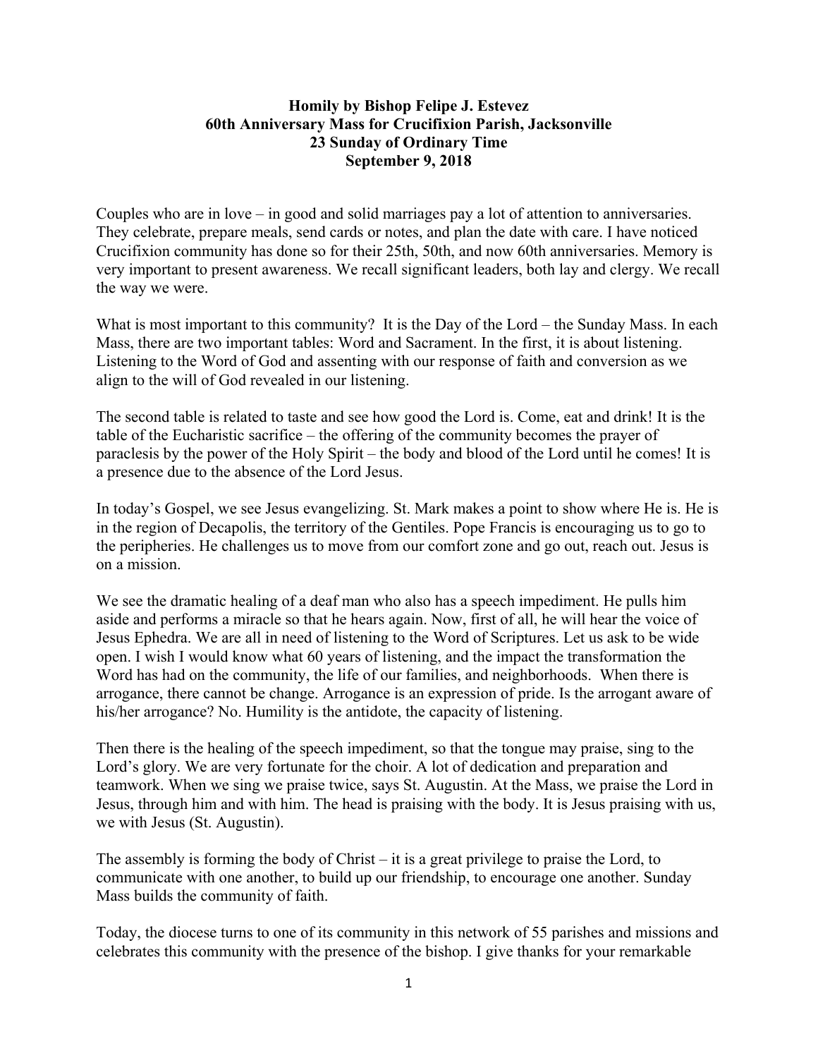**Homily by Bishop Felipe J. Estevez**
**60th Anniversary Mass for Crucifixion Parish, Jacksonville**
**23 Sunday of Ordinary Time**
**September 9, 2018**

Couples who are in love – in good and solid marriages pay a lot of attention to anniversaries. They celebrate, prepare meals, send cards or notes, and plan the date with care. I have noticed Crucifixion community has done so for their 25th, 50th, and now 60th anniversaries. Memory is very important to present awareness. We recall significant leaders, both lay and clergy. We recall the way we were.

What is most important to this community? It is the Day of the Lord – the Sunday Mass. In each Mass, there are two important tables: Word and Sacrament. In the first, it is about listening. Listening to the Word of God and assenting with our response of faith and conversion as we align to the will of God revealed in our listening.

The second table is related to taste and see how good the Lord is. Come, eat and drink! It is the table of the Eucharistic sacrifice – the offering of the community becomes the prayer of paraclesis by the power of the Holy Spirit – the body and blood of the Lord until he comes! It is a presence due to the absence of the Lord Jesus.

In today's Gospel, we see Jesus evangelizing. St. Mark makes a point to show where He is. He is in the region of Decapolis, the territory of the Gentiles. Pope Francis is encouraging us to go to the peripheries. He challenges us to move from our comfort zone and go out, reach out. Jesus is on a mission.

We see the dramatic healing of a deaf man who also has a speech impediment. He pulls him aside and performs a miracle so that he hears again. Now, first of all, he will hear the voice of Jesus Ephedra. We are all in need of listening to the Word of Scriptures. Let us ask to be wide open. I wish I would know what 60 years of listening, and the impact the transformation the Word has had on the community, the life of our families, and neighborhoods. When there is arrogance, there cannot be change. Arrogance is an expression of pride. Is the arrogant aware of his/her arrogance? No. Humility is the antidote, the capacity of listening.

Then there is the healing of the speech impediment, so that the tongue may praise, sing to the Lord's glory. We are very fortunate for the choir. A lot of dedication and preparation and teamwork. When we sing we praise twice, says St. Augustin. At the Mass, we praise the Lord in Jesus, through him and with him. The head is praising with the body. It is Jesus praising with us, we with Jesus (St. Augustin).

The assembly is forming the body of Christ – it is a great privilege to praise the Lord, to communicate with one another, to build up our friendship, to encourage one another. Sunday Mass builds the community of faith.

Today, the diocese turns to one of its community in this network of 55 parishes and missions and celebrates this community with the presence of the bishop. I give thanks for your remarkable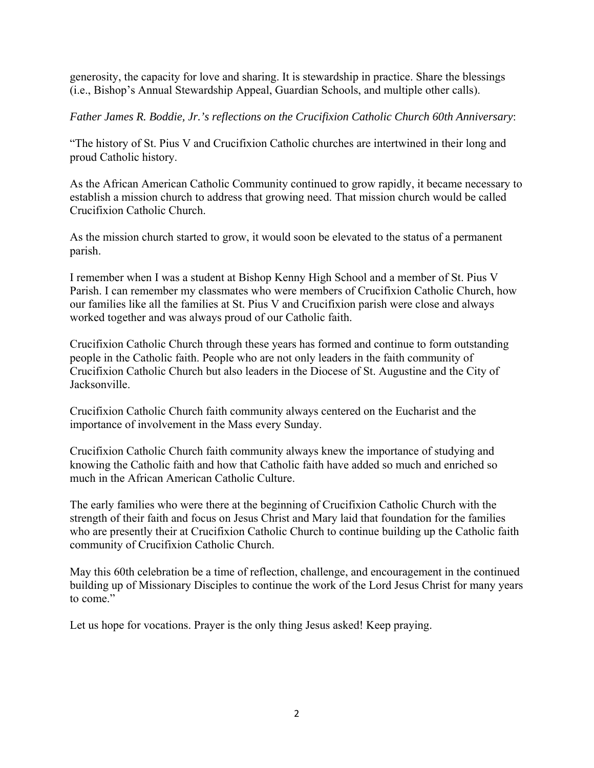generosity, the capacity for love and sharing. It is stewardship in practice. Share the blessings (i.e., Bishop's Annual Stewardship Appeal, Guardian Schools, and multiple other calls).

*Father James R. Boddie, Jr.'s reflections on the Crucifixion Catholic Church 60th Anniversary*:

"The history of St. Pius V and Crucifixion Catholic churches are intertwined in their long and proud Catholic history.

As the African American Catholic Community continued to grow rapidly, it became necessary to establish a mission church to address that growing need. That mission church would be called Crucifixion Catholic Church.

As the mission church started to grow, it would soon be elevated to the status of a permanent parish.

I remember when I was a student at Bishop Kenny High School and a member of St. Pius V Parish. I can remember my classmates who were members of Crucifixion Catholic Church, how our families like all the families at St. Pius V and Crucifixion parish were close and always worked together and was always proud of our Catholic faith.

Crucifixion Catholic Church through these years has formed and continue to form outstanding people in the Catholic faith. People who are not only leaders in the faith community of Crucifixion Catholic Church but also leaders in the Diocese of St. Augustine and the City of Jacksonville.

Crucifixion Catholic Church faith community always centered on the Eucharist and the importance of involvement in the Mass every Sunday.

Crucifixion Catholic Church faith community always knew the importance of studying and knowing the Catholic faith and how that Catholic faith have added so much and enriched so much in the African American Catholic Culture.

The early families who were there at the beginning of Crucifixion Catholic Church with the strength of their faith and focus on Jesus Christ and Mary laid that foundation for the families who are presently their at Crucifixion Catholic Church to continue building up the Catholic faith community of Crucifixion Catholic Church.

May this 60th celebration be a time of reflection, challenge, and encouragement in the continued building up of Missionary Disciples to continue the work of the Lord Jesus Christ for many years to come."

Let us hope for vocations. Prayer is the only thing Jesus asked! Keep praying.